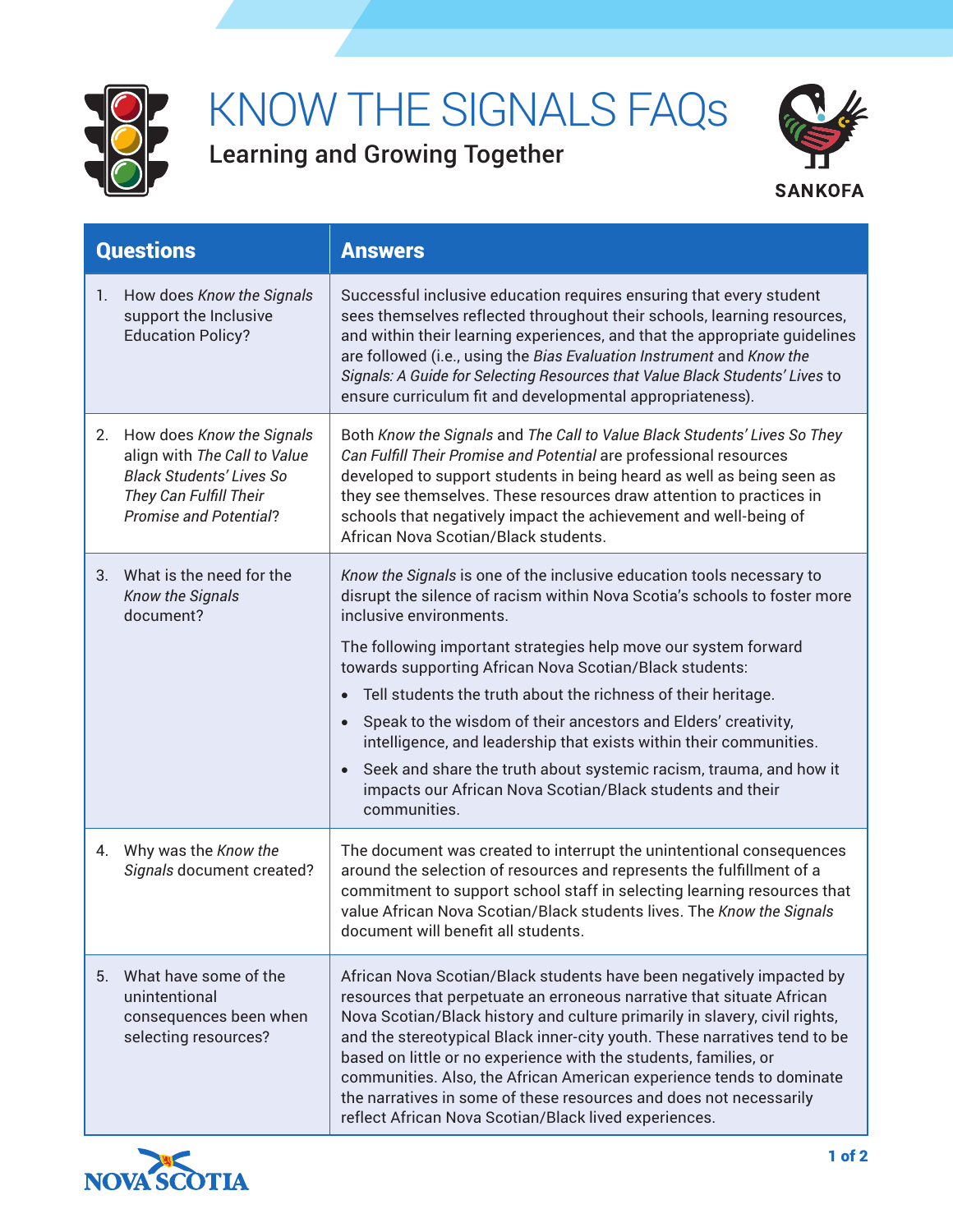# KNOW THE SIGNALS FAQs

## Learning and Growing Together

SANKOFA

| Questions | Answers |
|---|---|
| 1. How does *Know the Signals* support the Inclusive Education Policy? | Successful inclusive education requires ensuring that every student sees themselves reflected throughout their schools, learning resources, and within their learning experiences, and that the appropriate guidelines are followed (i.e., using the *Bias Evaluation Instrument* and *Know the Signals: A Guide for Selecting Resources that Value Black Students' Lives* to ensure curriculum fit and developmental appropriateness). |
| 2. How does *Know the Signals* align with *The Call to Value Black Students' Lives So They Can Fulfill Their Promise and Potential*? | Both *Know the Signals* and *The Call to Value Black Students' Lives So They Can Fulfill Their Promise and Potential* are professional resources developed to support students in being heard as well as being seen as they see themselves. These resources draw attention to practices in schools that negatively impact the achievement and well-being of African Nova Scotian/Black students. |
| 3. What is the need for the *Know the Signals* document? | *Know the Signals* is one of the inclusive education tools necessary to disrupt the silence of racism within Nova Scotia's schools to foster more inclusive environments.<br><br>The following important strategies help move our system forward towards supporting African Nova Scotian/Black students:<br>• Tell students the truth about the richness of their heritage.<br>• Speak to the wisdom of their ancestors and Elders' creativity, intelligence, and leadership that exists within their communities.<br>• Seek and share the truth about systemic racism, trauma, and how it impacts our African Nova Scotian/Black students and their communities. |
| 4. Why was the *Know the Signals* document created? | The document was created to interrupt the unintentional consequences around the selection of resources and represents the fulfillment of a commitment to support school staff in selecting learning resources that value African Nova Scotian/Black students lives. The *Know the Signals* document will benefit all students. |
| 5. What have some of the unintentional consequences been when selecting resources? | African Nova Scotian/Black students have been negatively impacted by resources that perpetuate an erroneous narrative that situate African Nova Scotian/Black history and culture primarily in slavery, civil rights, and the stereotypical Black inner-city youth. These narratives tend to be based on little or no experience with the students, families, or communities. Also, the African American experience tends to dominate the narratives in some of these resources and does not necessarily reflect African Nova Scotian/Black lived experiences. |

NOVA SCOTIA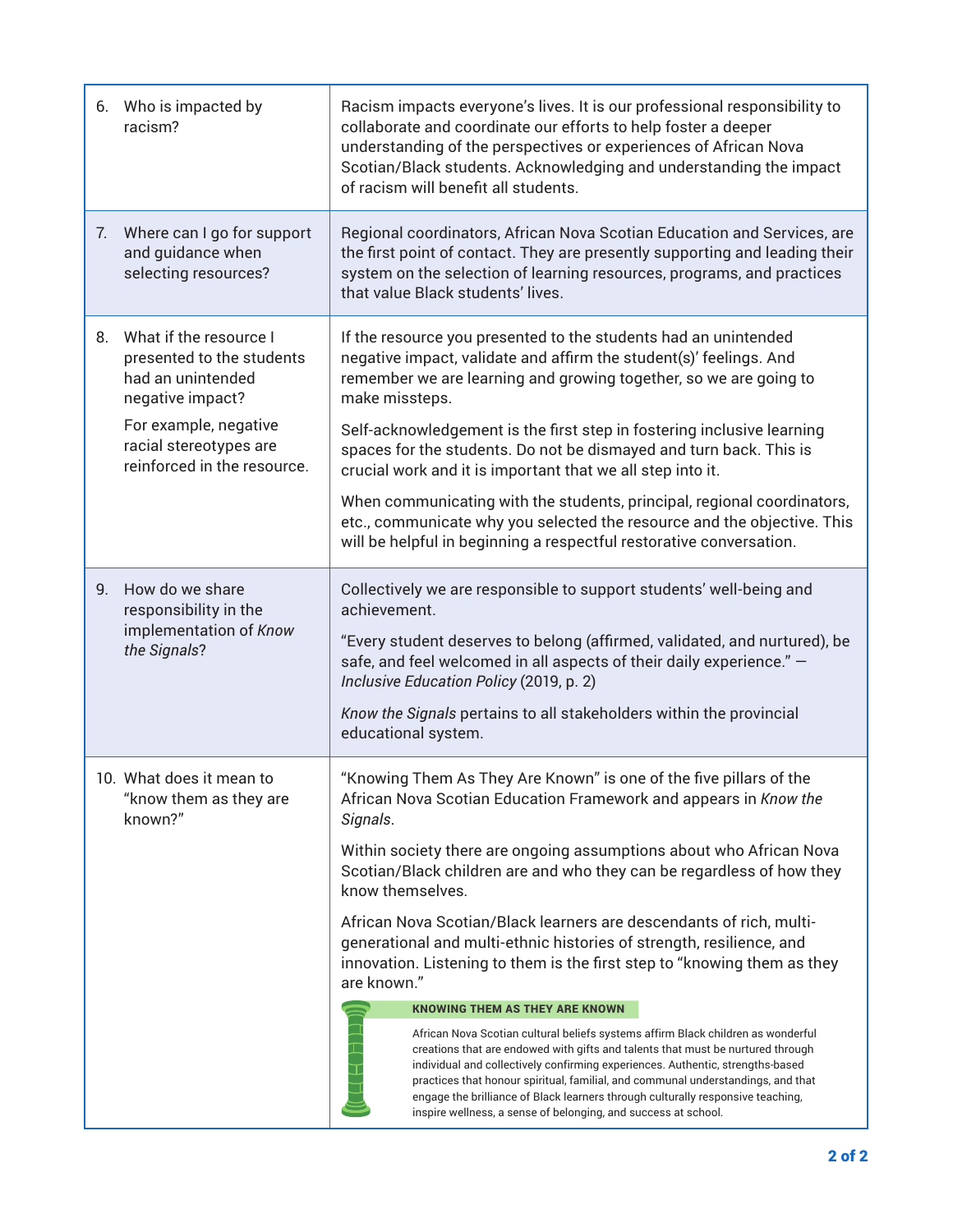| | |
|---|---|
| 6. Who is impacted by racism? | Racism impacts everyone's lives. It is our professional responsibility to collaborate and coordinate our efforts to help foster a deeper understanding of the perspectives or experiences of African Nova Scotian/Black students. Acknowledging and understanding the impact of racism will benefit all students. |
| 7. Where can I go for support and guidance when selecting resources? | Regional coordinators, African Nova Scotian Education and Services, are the first point of contact. They are presently supporting and leading their system on the selection of learning resources, programs, and practices that value Black students' lives. |
| 8. What if the resource I presented to the students had an unintended negative impact?<br><br>For example, negative racial stereotypes are reinforced in the resource. | If the resource you presented to the students had an unintended negative impact, validate and affirm the student(s)' feelings. And remember we are learning and growing together, so we are going to make missteps.<br><br>Self-acknowledgement is the first step in fostering inclusive learning spaces for the students. Do not be dismayed and turn back. This is crucial work and it is important that we all step into it.<br><br>When communicating with the students, principal, regional coordinators, etc., communicate why you selected the resource and the objective. This will be helpful in beginning a respectful restorative conversation. |
| 9. How do we share responsibility in the implementation of *Know the Signals*? | Collectively we are responsible to support students' well-being and achievement.<br><br>"Every student deserves to belong (affirmed, validated, and nurtured), be safe, and feel welcomed in all aspects of their daily experience." — *Inclusive Education Policy* (2019, p. 2)<br><br>*Know the Signals* pertains to all stakeholders within the provincial educational system. |
| 10. What does it mean to "know them as they are known?" | "Knowing Them As They Are Known" is one of the five pillars of the African Nova Scotian Education Framework and appears in *Know the Signals*.<br><br>Within society there are ongoing assumptions about who African Nova Scotian/Black children are and who they can be regardless of how they know themselves.<br><br>African Nova Scotian/Black learners are descendants of rich, multi-generational and multi-ethnic histories of strength, resilience, and innovation. Listening to them is the first step to "knowing them as they are known."<br><br>**KNOWING THEM AS THEY ARE KNOWN**<br><br>African Nova Scotian cultural beliefs systems affirm Black children as wonderful creations that are endowed with gifts and talents that must be nurtured through individual and collectively confirming experiences. Authentic, strengths-based practices that honour spiritual, familial, and communal understandings, and that engage the brilliance of Black learners through culturally responsive teaching, inspire wellness, a sense of belonging, and success at school. |